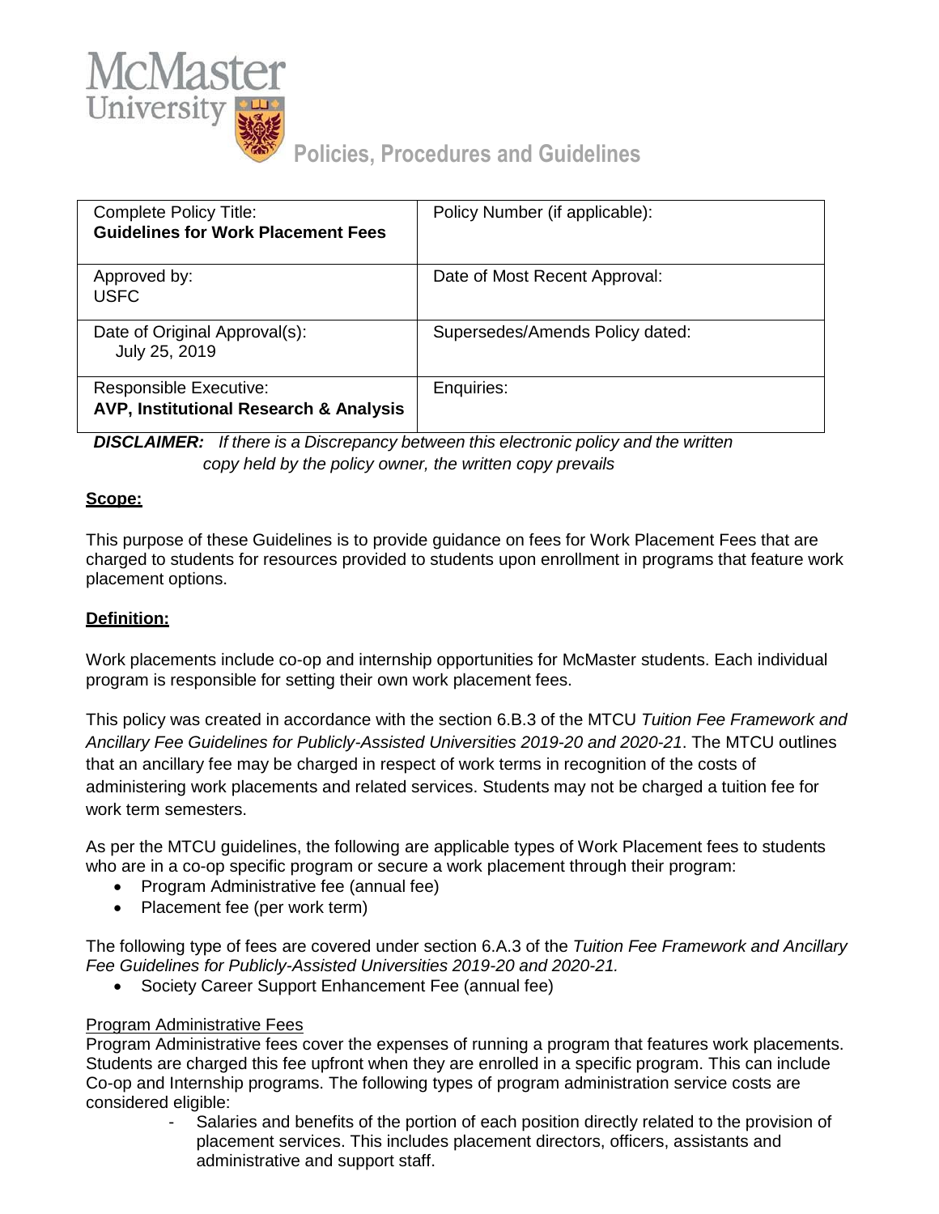McMaster University

**Policies, Procedures and Guidelines**

| Complete Policy Title: **Guidelines for Work Placement Fees** | Policy Number (if applicable): |
| --- | --- |
| Approved by: USFC | Date of Most Recent Approval: |
| Date of Original Approval(s): July 25, 2019 | Supersedes/Amends Policy dated: |
| Responsible Executive: **AVP, Institutional Research & Analysis** | Enquiries: |

***DISCLAIMER:*** *If there is a Discrepancy between this electronic policy and the written copy held by the policy owner, the written copy prevails*

## Scope:

This purpose of these Guidelines is to provide guidance on fees for Work Placement Fees that are charged to students for resources provided to students upon enrollment in programs that feature work placement options.

## Definition:

Work placements include co-op and internship opportunities for McMaster students. Each individual program is responsible for setting their own work placement fees.

This policy was created in accordance with the section 6.B.3 of the MTCU *Tuition Fee Framework and Ancillary Fee Guidelines for Publicly-Assisted Universities 2019-20 and 2020-21*. The MTCU outlines that an ancillary fee may be charged in respect of work terms in recognition of the costs of administering work placements and related services. Students may not be charged a tuition fee for work term semesters.

As per the MTCU guidelines, the following are applicable types of Work Placement fees to students who are in a co-op specific program or secure a work placement through their program:

- Program Administrative fee (annual fee)
- Placement fee (per work term)

The following type of fees are covered under section 6.A.3 of the *Tuition Fee Framework and Ancillary Fee Guidelines for Publicly-Assisted Universities 2019-20 and 2020-21.*

- Society Career Support Enhancement Fee (annual fee)

### Program Administrative Fees

Program Administrative fees cover the expenses of running a program that features work placements. Students are charged this fee upfront when they are enrolled in a specific program. This can include Co-op and Internship programs. The following types of program administration service costs are considered eligible:

- Salaries and benefits of the portion of each position directly related to the provision of placement services. This includes placement directors, officers, assistants and administrative and support staff.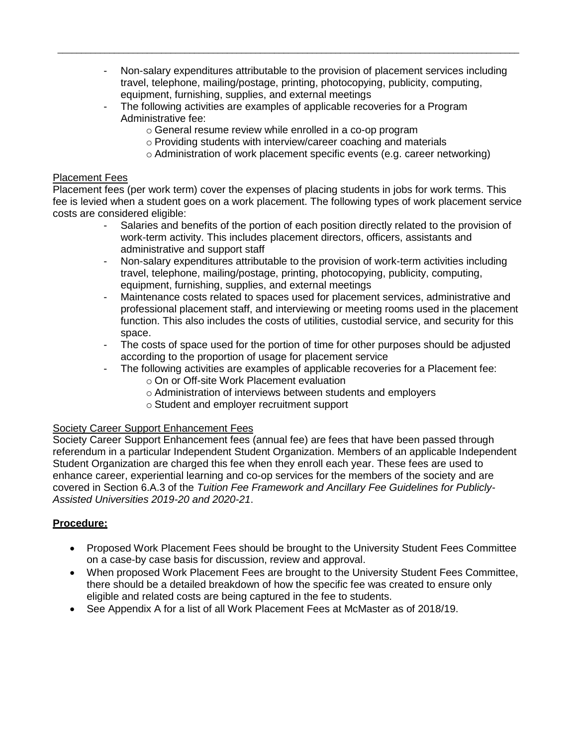- Non-salary expenditures attributable to the provision of placement services including travel, telephone, mailing/postage, printing, photocopying, publicity, computing, equipment, furnishing, supplies, and external meetings
- The following activities are examples of applicable recoveries for a Program Administrative fee:
  - General resume review while enrolled in a co-op program
  - Providing students with interview/career coaching and materials
  - Administration of work placement specific events (e.g. career networking)

Placement Fees

Placement fees (per work term) cover the expenses of placing students in jobs for work terms. This fee is levied when a student goes on a work placement. The following types of work placement service costs are considered eligible:

- Salaries and benefits of the portion of each position directly related to the provision of work-term activity. This includes placement directors, officers, assistants and administrative and support staff
- Non-salary expenditures attributable to the provision of work-term activities including travel, telephone, mailing/postage, printing, photocopying, publicity, computing, equipment, furnishing, supplies, and external meetings
- Maintenance costs related to spaces used for placement services, administrative and professional placement staff, and interviewing or meeting rooms used in the placement function. This also includes the costs of utilities, custodial service, and security for this space.
- The costs of space used for the portion of time for other purposes should be adjusted according to the proportion of usage for placement service
- The following activities are examples of applicable recoveries for a Placement fee:
  - On or Off-site Work Placement evaluation
  - Administration of interviews between students and employers
  - Student and employer recruitment support

Society Career Support Enhancement Fees

Society Career Support Enhancement fees (annual fee) are fees that have been passed through referendum in a particular Independent Student Organization. Members of an applicable Independent Student Organization are charged this fee when they enroll each year. These fees are used to enhance career, experiential learning and co-op services for the members of the society and are covered in Section 6.A.3 of the *Tuition Fee Framework and Ancillary Fee Guidelines for Publicly-Assisted Universities 2019-20 and 2020-21*.

**Procedure:**

- Proposed Work Placement Fees should be brought to the University Student Fees Committee on a case-by case basis for discussion, review and approval.
- When proposed Work Placement Fees are brought to the University Student Fees Committee, there should be a detailed breakdown of how the specific fee was created to ensure only eligible and related costs are being captured in the fee to students.
- See Appendix A for a list of all Work Placement Fees at McMaster as of 2018/19.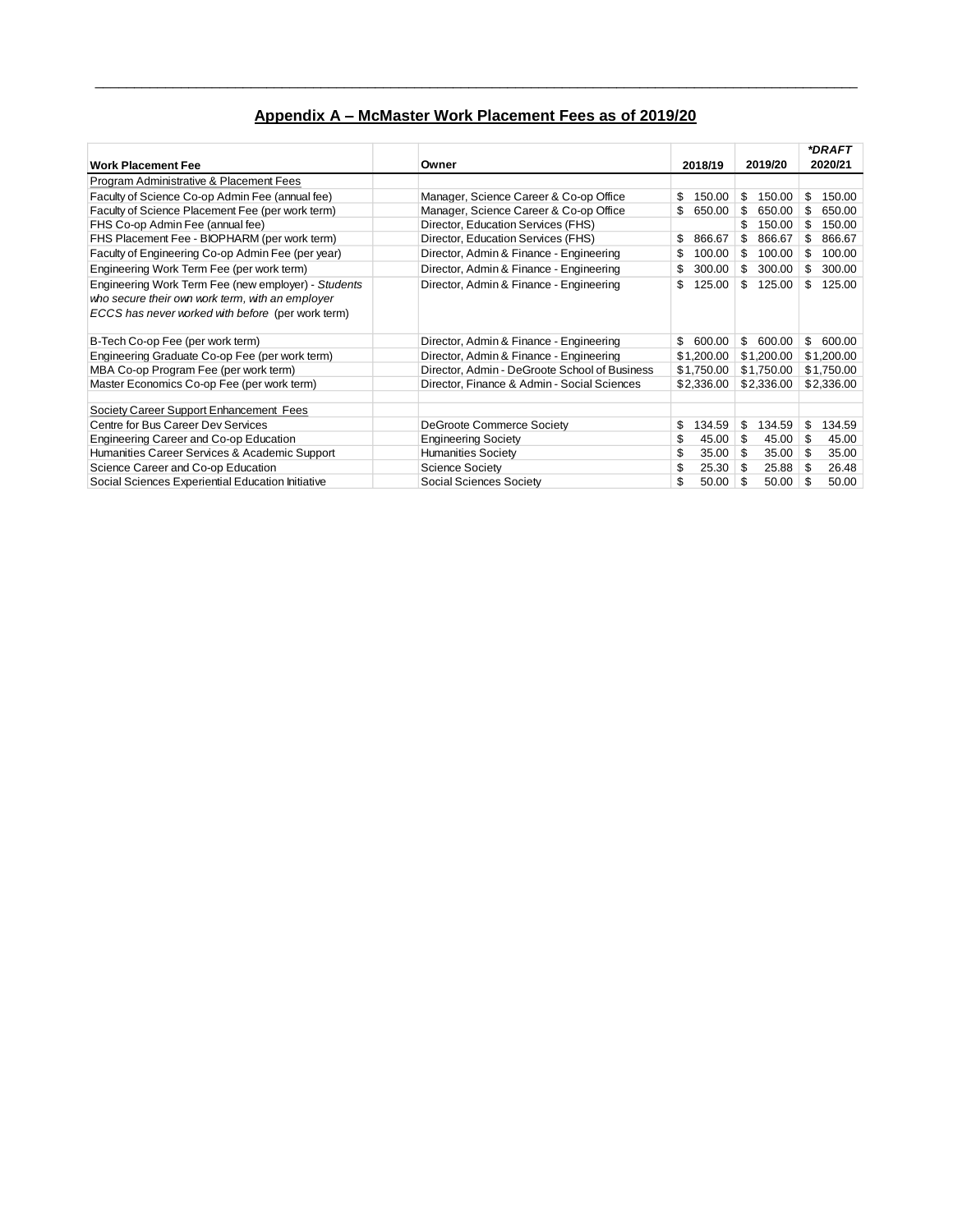## Appendix A – McMaster Work Placement Fees as of 2019/20

| Work Placement Fee | Owner | 2018/19 | 2019/20 | *DRAFT 2020/21 |
|---|---|---|---|---|
| Program Administrative & Placement Fees | | | | |
| Faculty of Science Co-op Admin Fee (annual fee) | Manager, Science Career & Co-op Office | $ 150.00 | $ 150.00 | $ 150.00 |
| Faculty of Science Placement Fee (per work term) | Manager, Science Career & Co-op Office | $ 650.00 | $ 650.00 | $ 650.00 |
| FHS Co-op Admin Fee (annual fee) | Director, Education Services (FHS) | | $ 150.00 | $ 150.00 |
| FHS Placement Fee - BIOPHARM (per work term) | Director, Education Services (FHS) | $ 866.67 | $ 866.67 | $ 866.67 |
| Faculty of Engineering Co-op Admin Fee (per year) | Director, Admin & Finance - Engineering | $ 100.00 | $ 100.00 | $ 100.00 |
| Engineering Work Term Fee (per work term) | Director, Admin & Finance - Engineering | $ 300.00 | $ 300.00 | $ 300.00 |
| Engineering Work Term Fee (new employer) - *Students who secure their own work term, with an employer ECCS has never worked with before* (per work term) | Director, Admin & Finance - Engineering | $ 125.00 | $ 125.00 | $ 125.00 |
| B-Tech Co-op Fee (per work term) | Director, Admin & Finance - Engineering | $ 600.00 | $ 600.00 | $ 600.00 |
| Engineering Graduate Co-op Fee (per work term) | Director, Admin & Finance - Engineering | $1,200.00 | $1,200.00 | $1,200.00 |
| MBA Co-op Program Fee (per work term) | Director, Admin - DeGroote School of Business | $1,750.00 | $1,750.00 | $1,750.00 |
| Master Economics Co-op Fee (per work term) | Director, Finance & Admin - Social Sciences | $2,336.00 | $2,336.00 | $2,336.00 |
| | | | | |
| Society Career Support Enhancement Fees | | | | |
| Centre for Bus Career Dev Services | DeGroote Commerce Society | $ 134.59 | $ 134.59 | $ 134.59 |
| Engineering Career and Co-op Education | Engineering Society | $ 45.00 | $ 45.00 | $ 45.00 |
| Humanities Career Services & Academic Support | Humanities Society | $ 35.00 | $ 35.00 | $ 35.00 |
| Science Career and Co-op Education | Science Society | $ 25.30 | $ 25.88 | $ 26.48 |
| Social Sciences Experiential Education Initiative | Social Sciences Society | $ 50.00 | $ 50.00 | $ 50.00 |